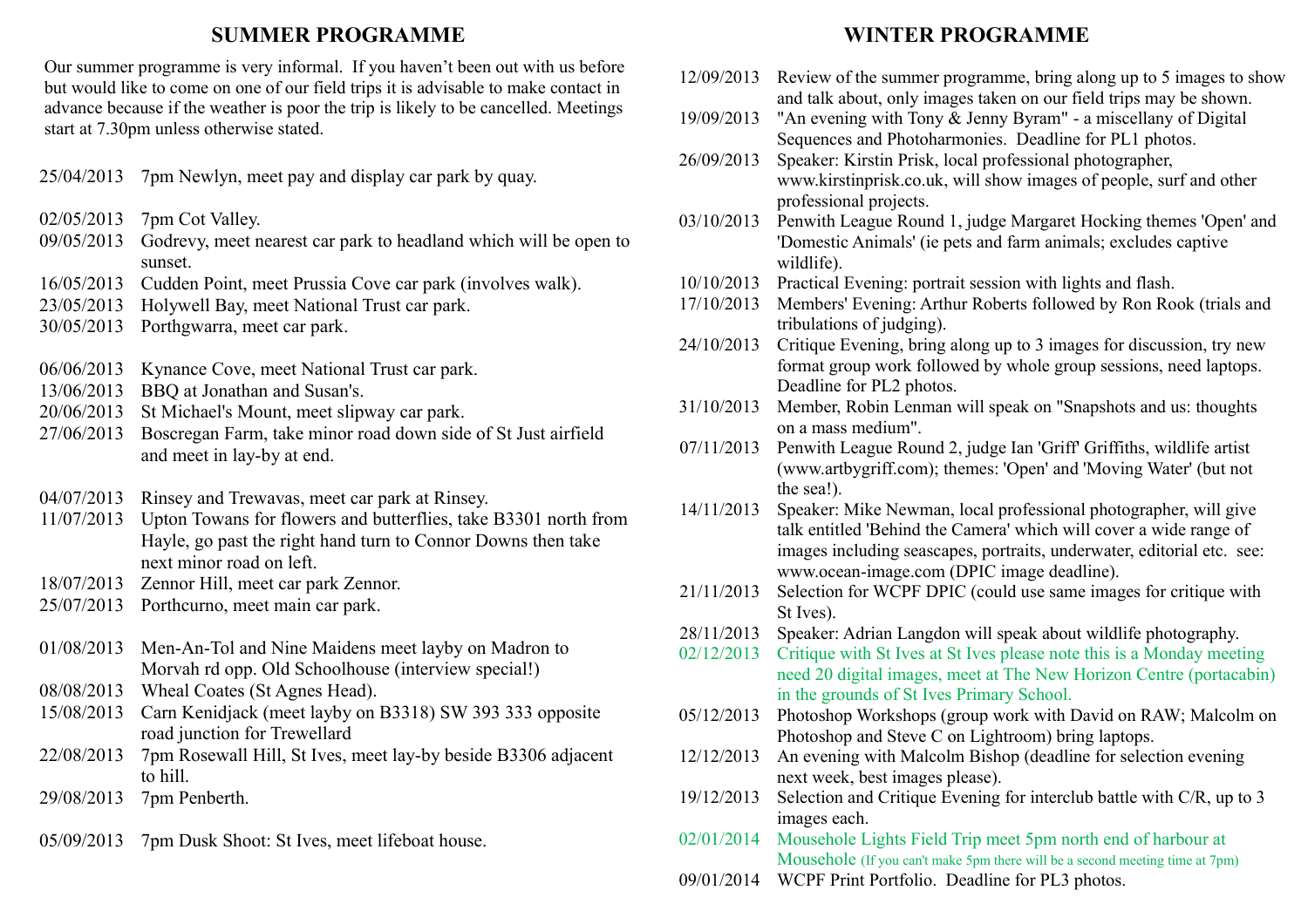## SUMMER PROGRAMME

Our summer programme is very informal. If you haven't been out with us before but would like to come on one of our field trips it is advisable to make contact in advance because if the weather is poor the trip is likely to be cancelled. Meetings start at 7.30pm unless otherwise stated.

25/04/2013 7pm Newlyn, meet pay and display car park by quay.

02/05/2013 7pm Cot Valley.
09/05/2013 Godrevy, meet nearest car park to headland which will be open to sunset.
16/05/2013 Cudden Point, meet Prussia Cove car park (involves walk).
23/05/2013 Holywell Bay, meet National Trust car park.
30/05/2013 Porthgwarra, meet car park.

06/06/2013 Kynance Cove, meet National Trust car park.
13/06/2013 BBQ at Jonathan and Susan's.
20/06/2013 St Michael's Mount, meet slipway car park.
27/06/2013 Boscregan Farm, take minor road down side of St Just airfield and meet in lay-by at end.

04/07/2013 Rinsey and Trewavas, meet car park at Rinsey.
11/07/2013 Upton Towans for flowers and butterflies, take B3301 north from Hayle, go past the right hand turn to Connor Downs then take next minor road on left.
18/07/2013 Zennor Hill, meet car park Zennor.
25/07/2013 Porthcurno, meet main car park.

01/08/2013 Men-An-Tol and Nine Maidens meet layby on Madron to Morvah rd opp. Old Schoolhouse (interview special!)
08/08/2013 Wheal Coates (St Agnes Head).
15/08/2013 Carn Kenidjack (meet layby on B3318) SW 393 333 opposite road junction for Trewellard
22/08/2013 7pm Rosewall Hill, St Ives, meet lay-by beside B3306 adjacent to hill.
29/08/2013 7pm Penberth.

05/09/2013 7pm Dusk Shoot: St Ives, meet lifeboat house.

## WINTER PROGRAMME

12/09/2013 Review of the summer programme, bring along up to 5 images to show and talk about, only images taken on our field trips may be shown.
19/09/2013 "An evening with Tony & Jenny Byram" - a miscellany of Digital Sequences and Photoharmonies. Deadline for PL1 photos.
26/09/2013 Speaker: Kirstin Prisk, local professional photographer, www.kirstinprisk.co.uk, will show images of people, surf and other professional projects.
03/10/2013 Penwith League Round 1, judge Margaret Hocking themes 'Open' and 'Domestic Animals' (ie pets and farm animals; excludes captive wildlife).
10/10/2013 Practical Evening: portrait session with lights and flash.
17/10/2013 Members' Evening: Arthur Roberts followed by Ron Rook (trials and tribulations of judging).
24/10/2013 Critique Evening, bring along up to 3 images for discussion, try new format group work followed by whole group sessions, need laptops. Deadline for PL2 photos.
31/10/2013 Member, Robin Lenman will speak on "Snapshots and us: thoughts on a mass medium".
07/11/2013 Penwith League Round 2, judge Ian 'Griff' Griffiths, wildlife artist (www.artbygriff.com); themes: 'Open' and 'Moving Water' (but not the sea!).
14/11/2013 Speaker: Mike Newman, local professional photographer, will give talk entitled 'Behind the Camera' which will cover a wide range of images including seascapes, portraits, underwater, editorial etc. see: www.ocean-image.com (DPIC image deadline).
21/11/2013 Selection for WCPF DPIC (could use same images for critique with St Ives).
28/11/2013 Speaker: Adrian Langdon will speak about wildlife photography.
02/12/2013 Critique with St Ives at St Ives please note this is a Monday meeting need 20 digital images, meet at The New Horizon Centre (portacabin) in the grounds of St Ives Primary School.
05/12/2013 Photoshop Workshops (group work with David on RAW; Malcolm on Photoshop and Steve C on Lightroom) bring laptops.
12/12/2013 An evening with Malcolm Bishop (deadline for selection evening next week, best images please).
19/12/2013 Selection and Critique Evening for interclub battle with C/R, up to 3 images each.
02/01/2014 Mousehole Lights Field Trip meet 5pm north end of harbour at Mousehole (If you can't make 5pm there will be a second meeting time at 7pm)
09/01/2014 WCPF Print Portfolio. Deadline for PL3 photos.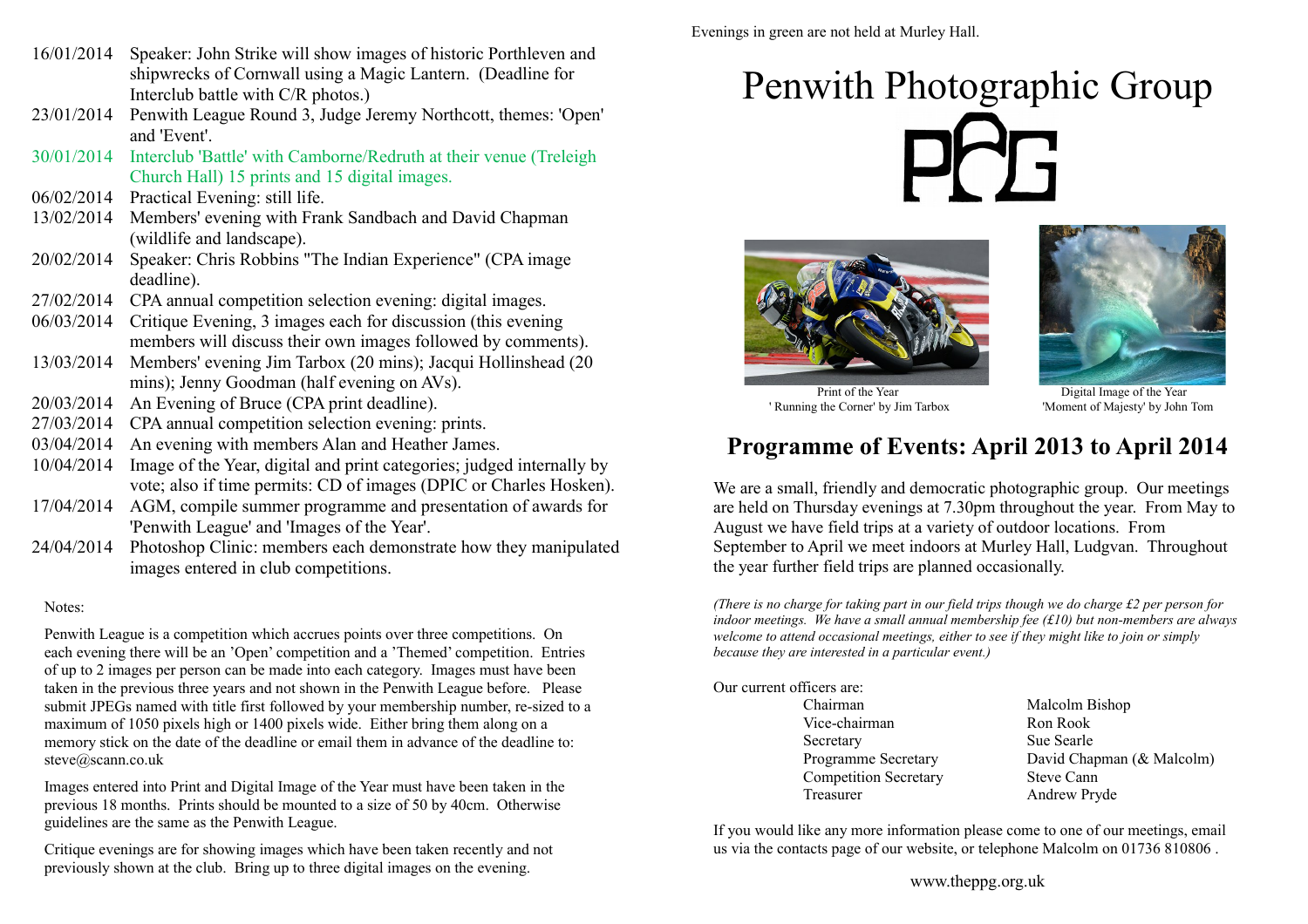| | |
|---|---|
| 16/01/2014 | Speaker: John Strike will show images of historic Porthleven and shipwrecks of Cornwall using a Magic Lantern. (Deadline for Interclub battle with C/R photos.) |
| 23/01/2014 | Penwith League Round 3, Judge Jeremy Northcott, themes: 'Open' and 'Event'. |
| 30/01/2014 | Interclub 'Battle' with Camborne/Redruth at their venue (Treleigh Church Hall) 15 prints and 15 digital images. |
| 06/02/2014 | Practical Evening: still life. |
| 13/02/2014 | Members' evening with Frank Sandbach and David Chapman (wildlife and landscape). |
| 20/02/2014 | Speaker: Chris Robbins "The Indian Experience" (CPA image deadline). |
| 27/02/2014 | CPA annual competition selection evening: digital images. |
| 06/03/2014 | Critique Evening, 3 images each for discussion (this evening members will discuss their own images followed by comments). |
| 13/03/2014 | Members' evening Jim Tarbox (20 mins); Jacqui Hollinshead (20 mins); Jenny Goodman (half evening on AVs). |
| 20/03/2014 | An Evening of Bruce (CPA print deadline). |
| 27/03/2014 | CPA annual competition selection evening: prints. |
| 03/04/2014 | An evening with members Alan and Heather James. |
| 10/04/2014 | Image of the Year, digital and print categories; judged internally by vote; also if time permits: CD of images (DPIC or Charles Hosken). |
| 17/04/2014 | AGM, compile summer programme and presentation of awards for 'Penwith League' and 'Images of the Year'. |
| 24/04/2014 | Photoshop Clinic: members each demonstrate how they manipulated images entered in club competitions. |

Notes:

Penwith League is a competition which accrues points over three competitions. On each evening there will be an 'Open' competition and a 'Themed' competition. Entries of up to 2 images per person can be made into each category. Images must have been taken in the previous three years and not shown in the Penwith League before. Please submit JPEGs named with title first followed by your membership number, re-sized to a maximum of 1050 pixels high or 1400 pixels wide. Either bring them along on a memory stick on the date of the deadline or email them in advance of the deadline to: steve@scann.co.uk

Images entered into Print and Digital Image of the Year must have been taken in the previous 18 months. Prints should be mounted to a size of 50 by 40cm. Otherwise guidelines are the same as the Penwith League.

Critique evenings are for showing images which have been taken recently and not previously shown at the club. Bring up to three digital images on the evening.

Evenings in green are not held at Murley Hall.

# Penwith Photographic Group

PPG

Print of the Year
' Running the Corner' by Jim Tarbox

Digital Image of the Year
'Moment of Majesty' by John Tom

## Programme of Events: April 2013 to April 2014

We are a small, friendly and democratic photographic group. Our meetings are held on Thursday evenings at 7.30pm throughout the year. From May to August we have field trips at a variety of outdoor locations. From September to April we meet indoors at Murley Hall, Ludgvan. Throughout the year further field trips are planned occasionally.

*(There is no charge for taking part in our field trips though we do charge £2 per person for indoor meetings. We have a small annual membership fee (£10) but non-members are always welcome to attend occasional meetings, either to see if they might like to join or simply because they are interested in a particular event.)*

Our current officers are:

| | |
|---|---|
| Chairman | Malcolm Bishop |
| Vice-chairman | Ron Rook |
| Secretary | Sue Searle |
| Programme Secretary | David Chapman (& Malcolm) |
| Competition Secretary | Steve Cann |
| Treasurer | Andrew Pryde |

If you would like any more information please come to one of our meetings, email us via the contacts page of our website, or telephone Malcolm on 01736 810806 .

www.theppg.org.uk